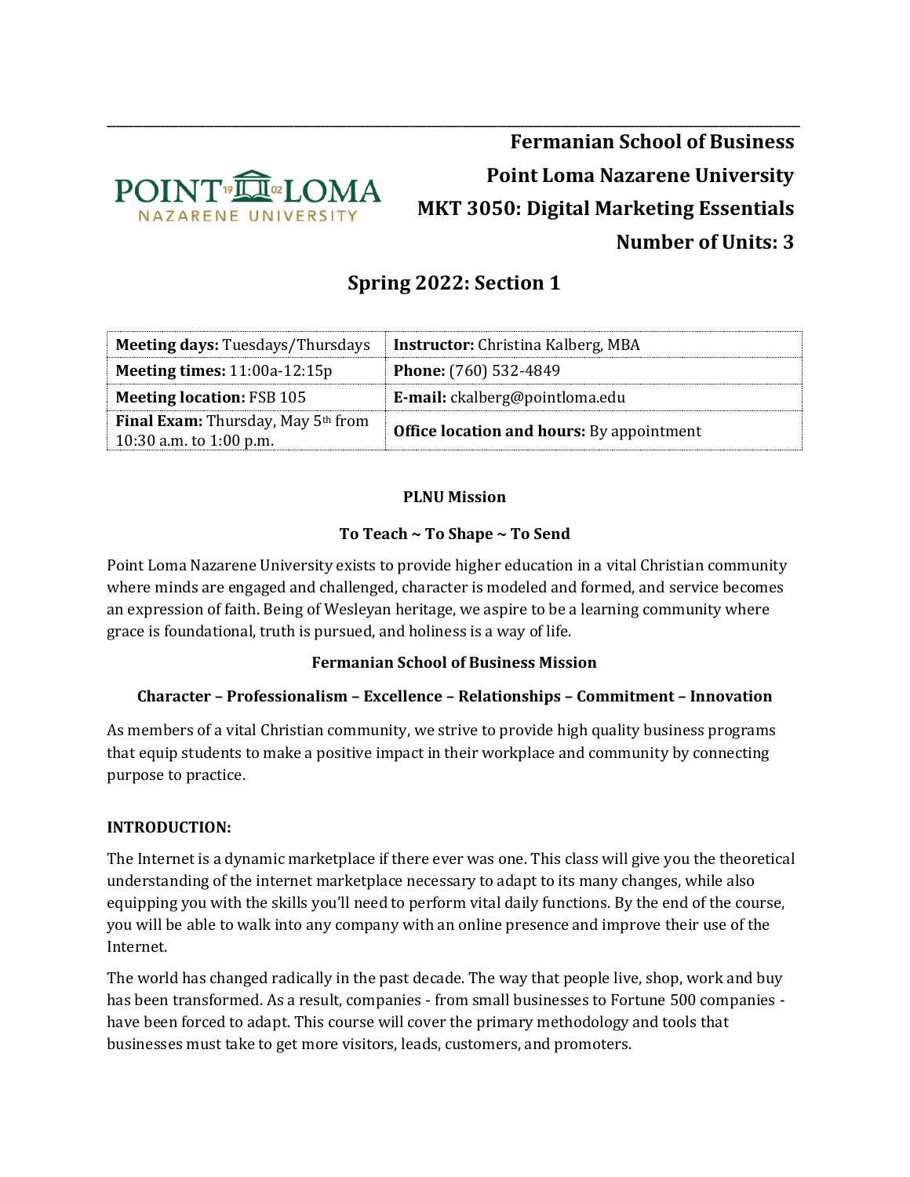**Fermanian School of Business**

**Point Loma Nazarene University**

**MKT 3050: Digital Marketing Essentials**

**Number of Units: 3**

## Spring 2022: Section 1

| | |
|---|---|
| **Meeting days:** Tuesdays/Thursdays | **Instructor:** Christina Kalberg, MBA |
| **Meeting times:** 11:00a-12:15p | **Phone:** (760) 532-4849 |
| **Meeting location:** FSB 105 | **E-mail:** ckalberg@pointloma.edu |
| **Final Exam:** Thursday, May 5th from 10:30 a.m. to 1:00 p.m. | **Office location and hours:** By appointment |

**PLNU Mission**

**To Teach ~ To Shape ~ To Send**

Point Loma Nazarene University exists to provide higher education in a vital Christian community where minds are engaged and challenged, character is modeled and formed, and service becomes an expression of faith. Being of Wesleyan heritage, we aspire to be a learning community where grace is foundational, truth is pursued, and holiness is a way of life.

**Fermanian School of Business Mission**

**Character – Professionalism – Excellence – Relationships – Commitment – Innovation**

As members of a vital Christian community, we strive to provide high quality business programs that equip students to make a positive impact in their workplace and community by connecting purpose to practice.

**INTRODUCTION:**

The Internet is a dynamic marketplace if there ever was one. This class will give you the theoretical understanding of the internet marketplace necessary to adapt to its many changes, while also equipping you with the skills you'll need to perform vital daily functions. By the end of the course, you will be able to walk into any company with an online presence and improve their use of the Internet.

The world has changed radically in the past decade. The way that people live, shop, work and buy has been transformed. As a result, companies - from small businesses to Fortune 500 companies - have been forced to adapt. This course will cover the primary methodology and tools that businesses must take to get more visitors, leads, customers, and promoters.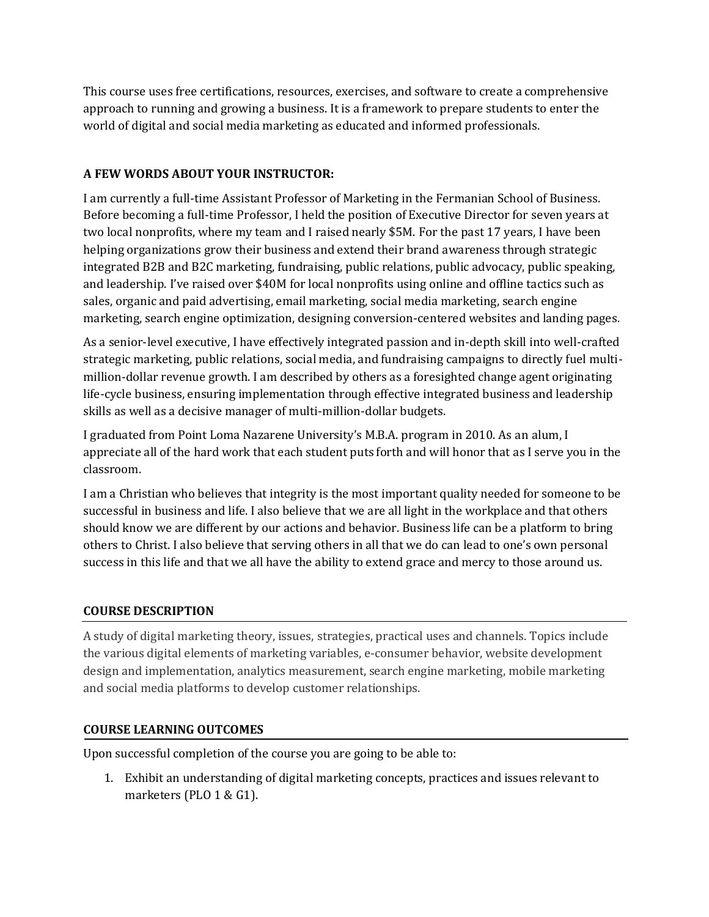This course uses free certifications, resources, exercises, and software to create a comprehensive approach to running and growing a business. It is a framework to prepare students to enter the world of digital and social media marketing as educated and informed professionals.

## A FEW WORDS ABOUT YOUR INSTRUCTOR:

I am currently a full-time Assistant Professor of Marketing in the Fermanian School of Business. Before becoming a full-time Professor, I held the position of Executive Director for seven years at two local nonprofits, where my team and I raised nearly $5M. For the past 17 years, I have been helping organizations grow their business and extend their brand awareness through strategic integrated B2B and B2C marketing, fundraising, public relations, public advocacy, public speaking, and leadership. I've raised over $40M for local nonprofits using online and offline tactics such as sales, organic and paid advertising, email marketing, social media marketing, search engine marketing, search engine optimization, designing conversion-centered websites and landing pages.

As a senior-level executive, I have effectively integrated passion and in-depth skill into well-crafted strategic marketing, public relations, social media, and fundraising campaigns to directly fuel multi-million-dollar revenue growth. I am described by others as a foresighted change agent originating life-cycle business, ensuring implementation through effective integrated business and leadership skills as well as a decisive manager of multi-million-dollar budgets.

I graduated from Point Loma Nazarene University's M.B.A. program in 2010. As an alum, I appreciate all of the hard work that each student puts forth and will honor that as I serve you in the classroom.

I am a Christian who believes that integrity is the most important quality needed for someone to be successful in business and life. I also believe that we are all light in the workplace and that others should know we are different by our actions and behavior. Business life can be a platform to bring others to Christ. I also believe that serving others in all that we do can lead to one's own personal success in this life and that we all have the ability to extend grace and mercy to those around us.

## COURSE DESCRIPTION

A study of digital marketing theory, issues, strategies, practical uses and channels. Topics include the various digital elements of marketing variables, e-consumer behavior, website development design and implementation, analytics measurement, search engine marketing, mobile marketing and social media platforms to develop customer relationships.

## COURSE LEARNING OUTCOMES

Upon successful completion of the course you are going to be able to:

1. Exhibit an understanding of digital marketing concepts, practices and issues relevant to marketers (PLO 1 & G1).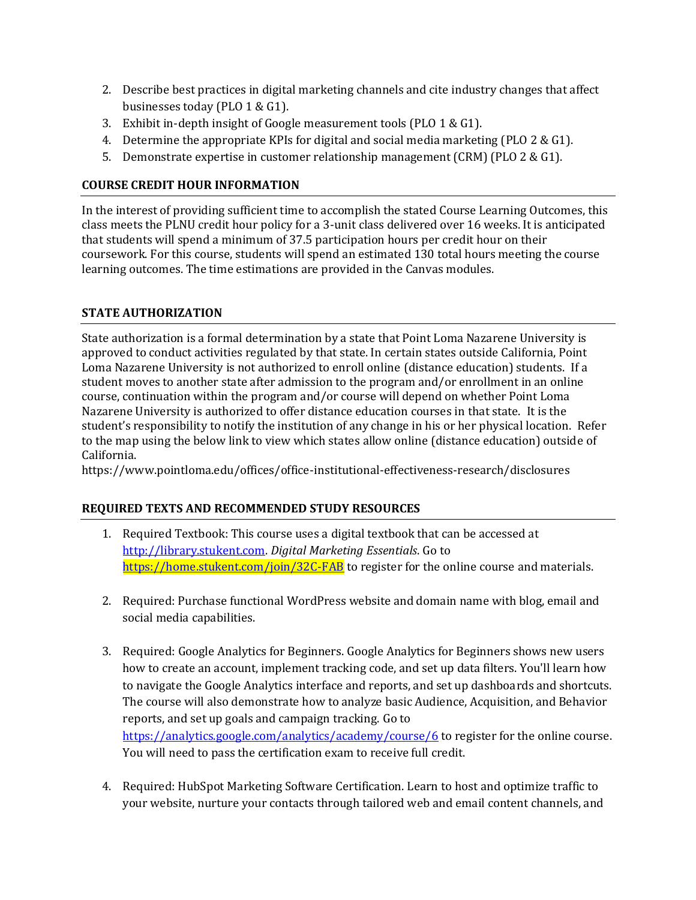2. Describe best practices in digital marketing channels and cite industry changes that affect businesses today (PLO 1 & G1).
3. Exhibit in-depth insight of Google measurement tools (PLO 1 & G1).
4. Determine the appropriate KPIs for digital and social media marketing (PLO 2 & G1).
5. Demonstrate expertise in customer relationship management (CRM) (PLO 2 & G1).

## COURSE CREDIT HOUR INFORMATION

In the interest of providing sufficient time to accomplish the stated Course Learning Outcomes, this class meets the PLNU credit hour policy for a 3-unit class delivered over 16 weeks. It is anticipated that students will spend a minimum of 37.5 participation hours per credit hour on their coursework. For this course, students will spend an estimated 130 total hours meeting the course learning outcomes. The time estimations are provided in the Canvas modules.

## STATE AUTHORIZATION

State authorization is a formal determination by a state that Point Loma Nazarene University is approved to conduct activities regulated by that state. In certain states outside California, Point Loma Nazarene University is not authorized to enroll online (distance education) students. If a student moves to another state after admission to the program and/or enrollment in an online course, continuation within the program and/or course will depend on whether Point Loma Nazarene University is authorized to offer distance education courses in that state. It is the student's responsibility to notify the institution of any change in his or her physical location. Refer to the map using the below link to view which states allow online (distance education) outside of California.
https://www.pointloma.edu/offices/office-institutional-effectiveness-research/disclosures

## REQUIRED TEXTS AND RECOMMENDED STUDY RESOURCES

1. Required Textbook: This course uses a digital textbook that can be accessed at http://library.stukent.com. *Digital Marketing Essentials*. Go to https://home.stukent.com/join/32C-FAB to register for the online course and materials.

2. Required: Purchase functional WordPress website and domain name with blog, email and social media capabilities.

3. Required: Google Analytics for Beginners. Google Analytics for Beginners shows new users how to create an account, implement tracking code, and set up data filters. You'll learn how to navigate the Google Analytics interface and reports, and set up dashboards and shortcuts. The course will also demonstrate how to analyze basic Audience, Acquisition, and Behavior reports, and set up goals and campaign tracking. Go to https://analytics.google.com/analytics/academy/course/6 to register for the online course. You will need to pass the certification exam to receive full credit.

4. Required: HubSpot Marketing Software Certification. Learn to host and optimize traffic to your website, nurture your contacts through tailored web and email content channels, and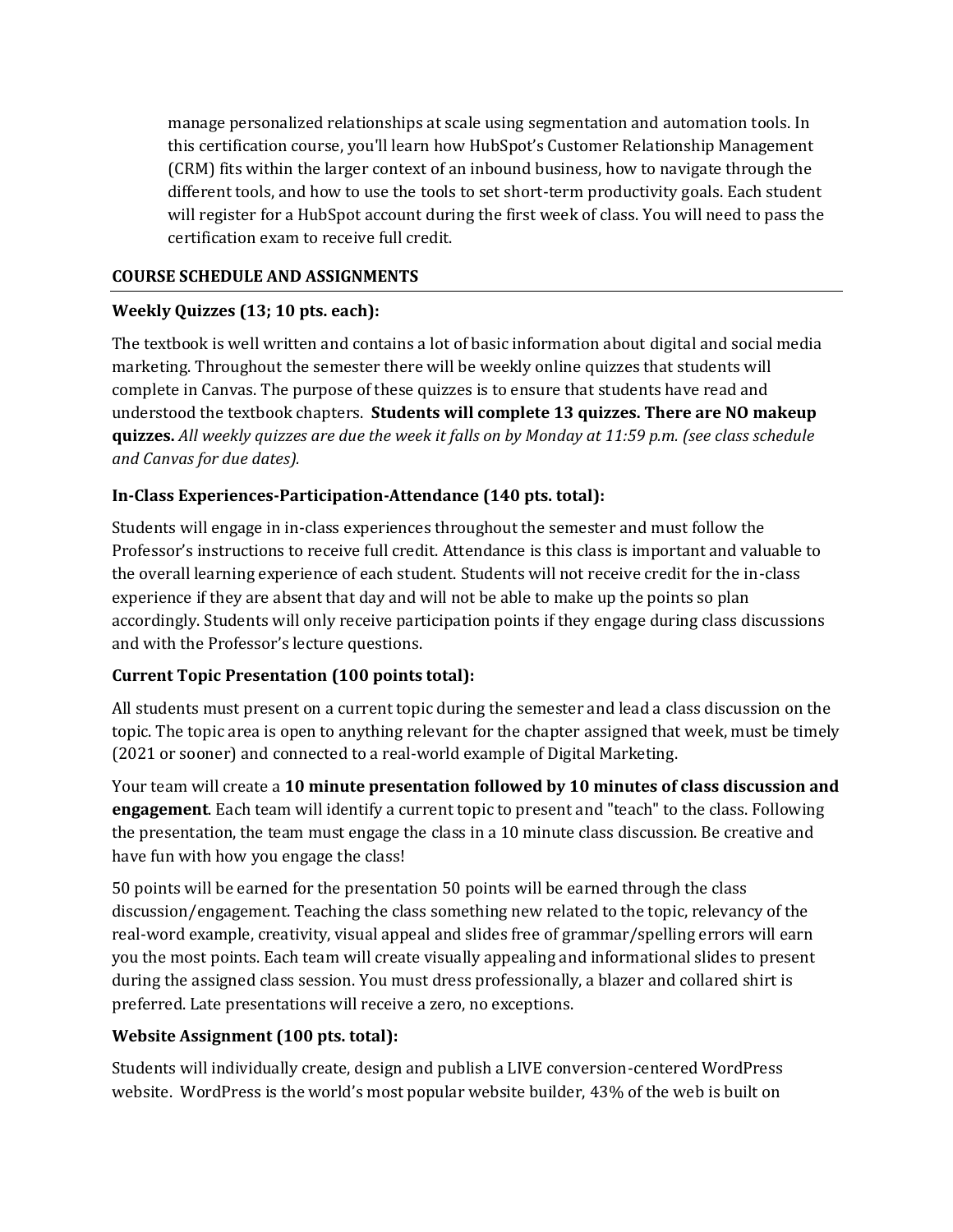manage personalized relationships at scale using segmentation and automation tools. In this certification course, you'll learn how HubSpot's Customer Relationship Management (CRM) fits within the larger context of an inbound business, how to navigate through the different tools, and how to use the tools to set short-term productivity goals. Each student will register for a HubSpot account during the first week of class. You will need to pass the certification exam to receive full credit.

## COURSE SCHEDULE AND ASSIGNMENTS

### Weekly Quizzes (13; 10 pts. each):

The textbook is well written and contains a lot of basic information about digital and social media marketing. Throughout the semester there will be weekly online quizzes that students will complete in Canvas. The purpose of these quizzes is to ensure that students have read and understood the textbook chapters. **Students will complete 13 quizzes. There are NO makeup quizzes.** *All weekly quizzes are due the week it falls on by Monday at 11:59 p.m. (see class schedule and Canvas for due dates).*

### In-Class Experiences-Participation-Attendance (140 pts. total):

Students will engage in in-class experiences throughout the semester and must follow the Professor's instructions to receive full credit. Attendance is this class is important and valuable to the overall learning experience of each student. Students will not receive credit for the in-class experience if they are absent that day and will not be able to make up the points so plan accordingly. Students will only receive participation points if they engage during class discussions and with the Professor's lecture questions.

### Current Topic Presentation (100 points total):

All students must present on a current topic during the semester and lead a class discussion on the topic. The topic area is open to anything relevant for the chapter assigned that week, must be timely (2021 or sooner) and connected to a real-world example of Digital Marketing.

Your team will create a **10 minute presentation followed by 10 minutes of class discussion and engagement**. Each team will identify a current topic to present and "teach" to the class. Following the presentation, the team must engage the class in a 10 minute class discussion. Be creative and have fun with how you engage the class!

50 points will be earned for the presentation 50 points will be earned through the class discussion/engagement. Teaching the class something new related to the topic, relevancy of the real-word example, creativity, visual appeal and slides free of grammar/spelling errors will earn you the most points. Each team will create visually appealing and informational slides to present during the assigned class session. You must dress professionally, a blazer and collared shirt is preferred. Late presentations will receive a zero, no exceptions.

### Website Assignment (100 pts. total):

Students will individually create, design and publish a LIVE conversion-centered WordPress website. WordPress is the world's most popular website builder, 43% of the web is built on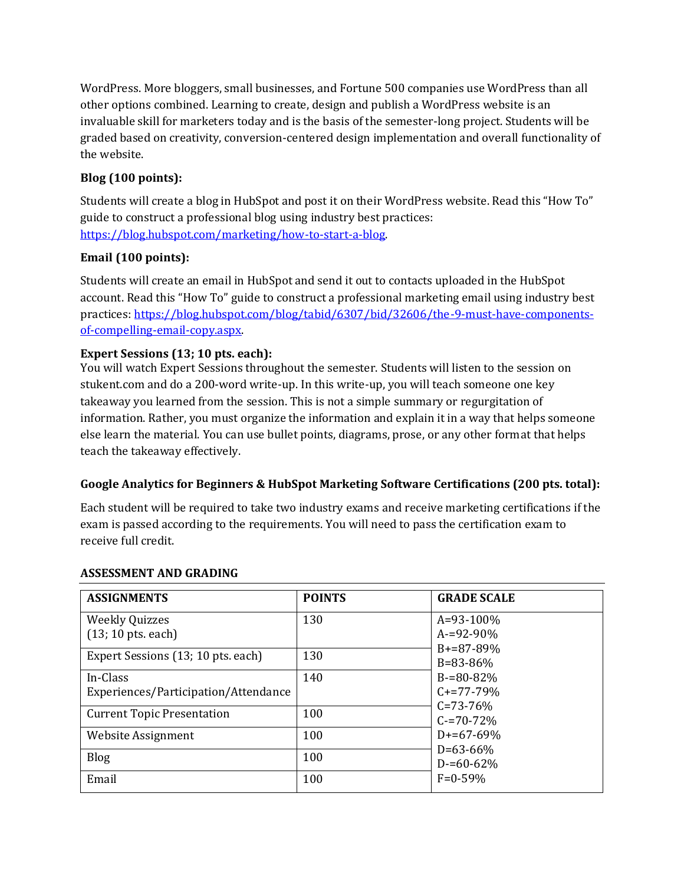WordPress. More bloggers, small businesses, and Fortune 500 companies use WordPress than all other options combined. Learning to create, design and publish a WordPress website is an invaluable skill for marketers today and is the basis of the semester-long project. Students will be graded based on creativity, conversion-centered design implementation and overall functionality of the website.

**Blog (100 points):**

Students will create a blog in HubSpot and post it on their WordPress website. Read this "How To" guide to construct a professional blog using industry best practices: https://blog.hubspot.com/marketing/how-to-start-a-blog.

**Email (100 points):**

Students will create an email in HubSpot and send it out to contacts uploaded in the HubSpot account. Read this "How To" guide to construct a professional marketing email using industry best practices: https://blog.hubspot.com/blog/tabid/6307/bid/32606/the-9-must-have-components-of-compelling-email-copy.aspx.

**Expert Sessions (13; 10 pts. each):**

You will watch Expert Sessions throughout the semester. Students will listen to the session on stukent.com and do a 200-word write-up. In this write-up, you will teach someone one key takeaway you learned from the session. This is not a simple summary or regurgitation of information. Rather, you must organize the information and explain it in a way that helps someone else learn the material. You can use bullet points, diagrams, prose, or any other format that helps teach the takeaway effectively.

**Google Analytics for Beginners & HubSpot Marketing Software Certifications (200 pts. total):**

Each student will be required to take two industry exams and receive marketing certifications if the exam is passed according to the requirements. You will need to pass the certification exam to receive full credit.

**ASSESSMENT AND GRADING**

| ASSIGNMENTS | POINTS | GRADE SCALE |
|---|---|---|
| Weekly Quizzes (13; 10 pts. each) | 130 | A=93-100%<br>A-=92-90%<br>B+=87-89%<br>B=83-86%<br>B-=80-82%<br>C+=77-79%<br>C=73-76%<br>C-=70-72%<br>D+=67-69%<br>D=63-66%<br>D-=60-62%<br>F=0-59% |
| Expert Sessions (13; 10 pts. each) | 130 | |
| In-Class Experiences/Participation/Attendance | 140 | |
| Current Topic Presentation | 100 | |
| Website Assignment | 100 | |
| Blog | 100 | |
| Email | 100 | |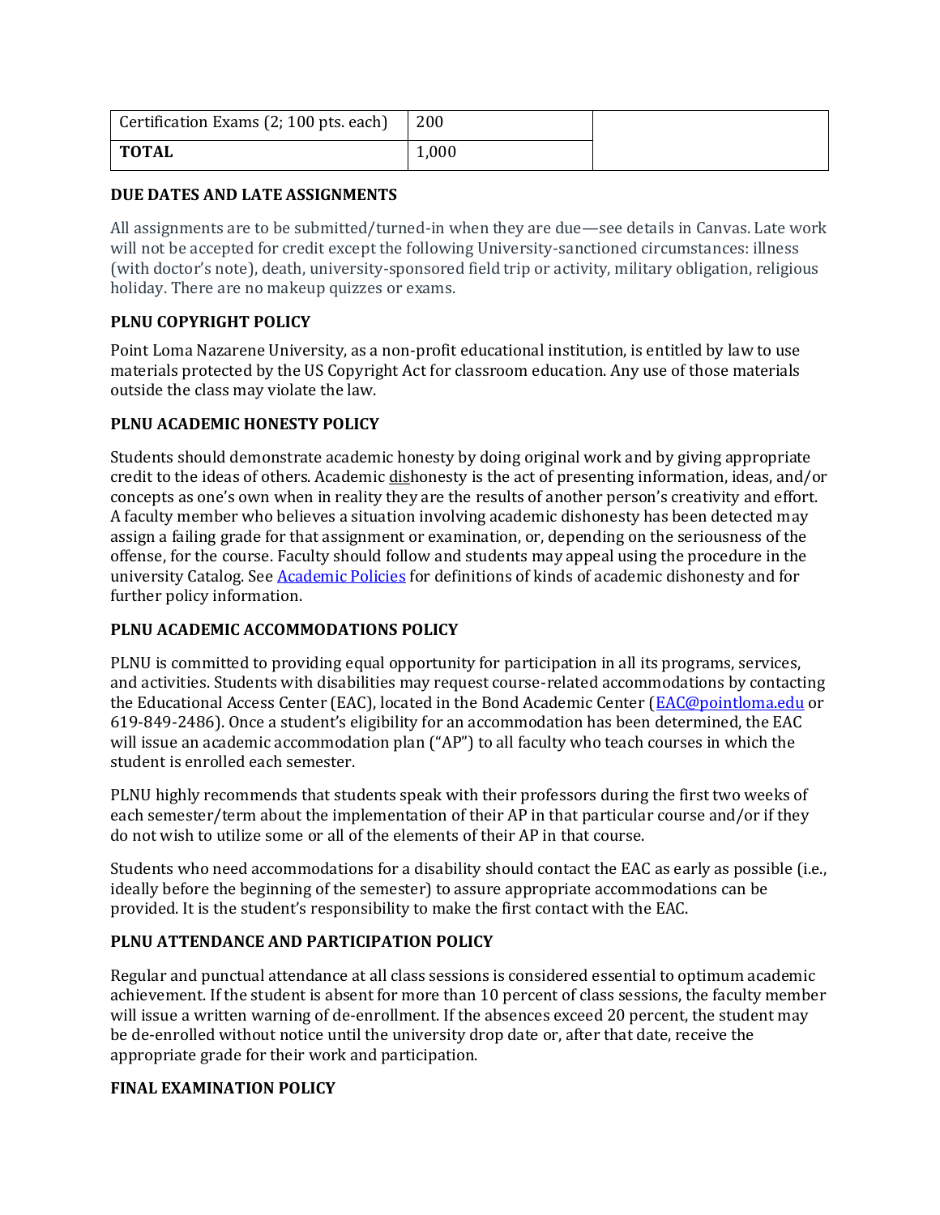| Certification Exams (2; 100 pts. each) | 200 | |
|---|---|---|
| **TOTAL** | 1,000 | |

**DUE DATES AND LATE ASSIGNMENTS**

All assignments are to be submitted/turned-in when they are due—see details in Canvas. Late work will not be accepted for credit except the following University-sanctioned circumstances: illness (with doctor's note), death, university-sponsored field trip or activity, military obligation, religious holiday. There are no makeup quizzes or exams.

**PLNU COPYRIGHT POLICY**

Point Loma Nazarene University, as a non-profit educational institution, is entitled by law to use materials protected by the US Copyright Act for classroom education. Any use of those materials outside the class may violate the law.

**PLNU ACADEMIC HONESTY POLICY**

Students should demonstrate academic honesty by doing original work and by giving appropriate credit to the ideas of others. Academic dishonesty is the act of presenting information, ideas, and/or concepts as one's own when in reality they are the results of another person's creativity and effort. A faculty member who believes a situation involving academic dishonesty has been detected may assign a failing grade for that assignment or examination, or, depending on the seriousness of the offense, for the course. Faculty should follow and students may appeal using the procedure in the university Catalog. See Academic Policies for definitions of kinds of academic dishonesty and for further policy information.

**PLNU ACADEMIC ACCOMMODATIONS POLICY**

PLNU is committed to providing equal opportunity for participation in all its programs, services, and activities. Students with disabilities may request course-related accommodations by contacting the Educational Access Center (EAC), located in the Bond Academic Center (EAC@pointloma.edu or 619-849-2486). Once a student's eligibility for an accommodation has been determined, the EAC will issue an academic accommodation plan ("AP") to all faculty who teach courses in which the student is enrolled each semester.

PLNU highly recommends that students speak with their professors during the first two weeks of each semester/term about the implementation of their AP in that particular course and/or if they do not wish to utilize some or all of the elements of their AP in that course.

Students who need accommodations for a disability should contact the EAC as early as possible (i.e., ideally before the beginning of the semester) to assure appropriate accommodations can be provided. It is the student's responsibility to make the first contact with the EAC.

**PLNU ATTENDANCE AND PARTICIPATION POLICY**

Regular and punctual attendance at all class sessions is considered essential to optimum academic achievement. If the student is absent for more than 10 percent of class sessions, the faculty member will issue a written warning of de-enrollment. If the absences exceed 20 percent, the student may be de-enrolled without notice until the university drop date or, after that date, receive the appropriate grade for their work and participation.

**FINAL EXAMINATION POLICY**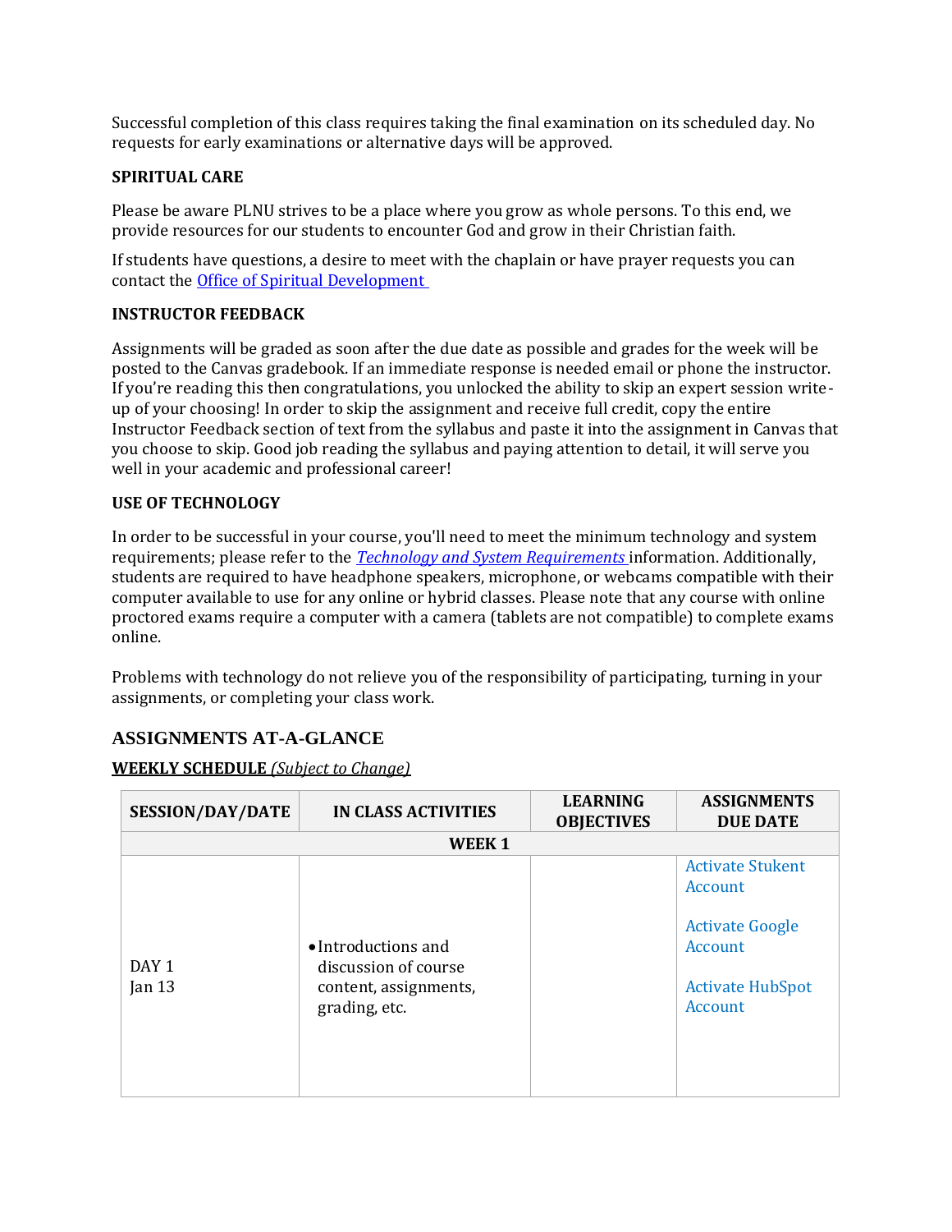Successful completion of this class requires taking the final examination on its scheduled day. No requests for early examinations or alternative days will be approved.

**SPIRITUAL CARE**

Please be aware PLNU strives to be a place where you grow as whole persons. To this end, we provide resources for our students to encounter God and grow in their Christian faith.

If students have questions, a desire to meet with the chaplain or have prayer requests you can contact the Office of Spiritual Development

**INSTRUCTOR FEEDBACK**

Assignments will be graded as soon after the due date as possible and grades for the week will be posted to the Canvas gradebook. If an immediate response is needed email or phone the instructor. If you're reading this then congratulations, you unlocked the ability to skip an expert session write-up of your choosing! In order to skip the assignment and receive full credit, copy the entire Instructor Feedback section of text from the syllabus and paste it into the assignment in Canvas that you choose to skip. Good job reading the syllabus and paying attention to detail, it will serve you well in your academic and professional career!

**USE OF TECHNOLOGY**

In order to be successful in your course, you'll need to meet the minimum technology and system requirements; please refer to the *Technology and System Requirements* information. Additionally, students are required to have headphone speakers, microphone, or webcams compatible with their computer available to use for any online or hybrid classes. Please note that any course with online proctored exams require a computer with a camera (tablets are not compatible) to complete exams online.

Problems with technology do not relieve you of the responsibility of participating, turning in your assignments, or completing your class work.

## ASSIGNMENTS AT-A-GLANCE

**WEEKLY SCHEDULE** *(Subject to Change)*

| SESSION/DAY/DATE | IN CLASS ACTIVITIES | LEARNING OBJECTIVES | ASSIGNMENTS DUE DATE |
|---|---|---|---|
| | **WEEK 1** | | |
| DAY 1<br>Jan 13 | • Introductions and discussion of course content, assignments, grading, etc. | | Activate Stukent Account<br><br>Activate Google Account<br><br>Activate HubSpot Account |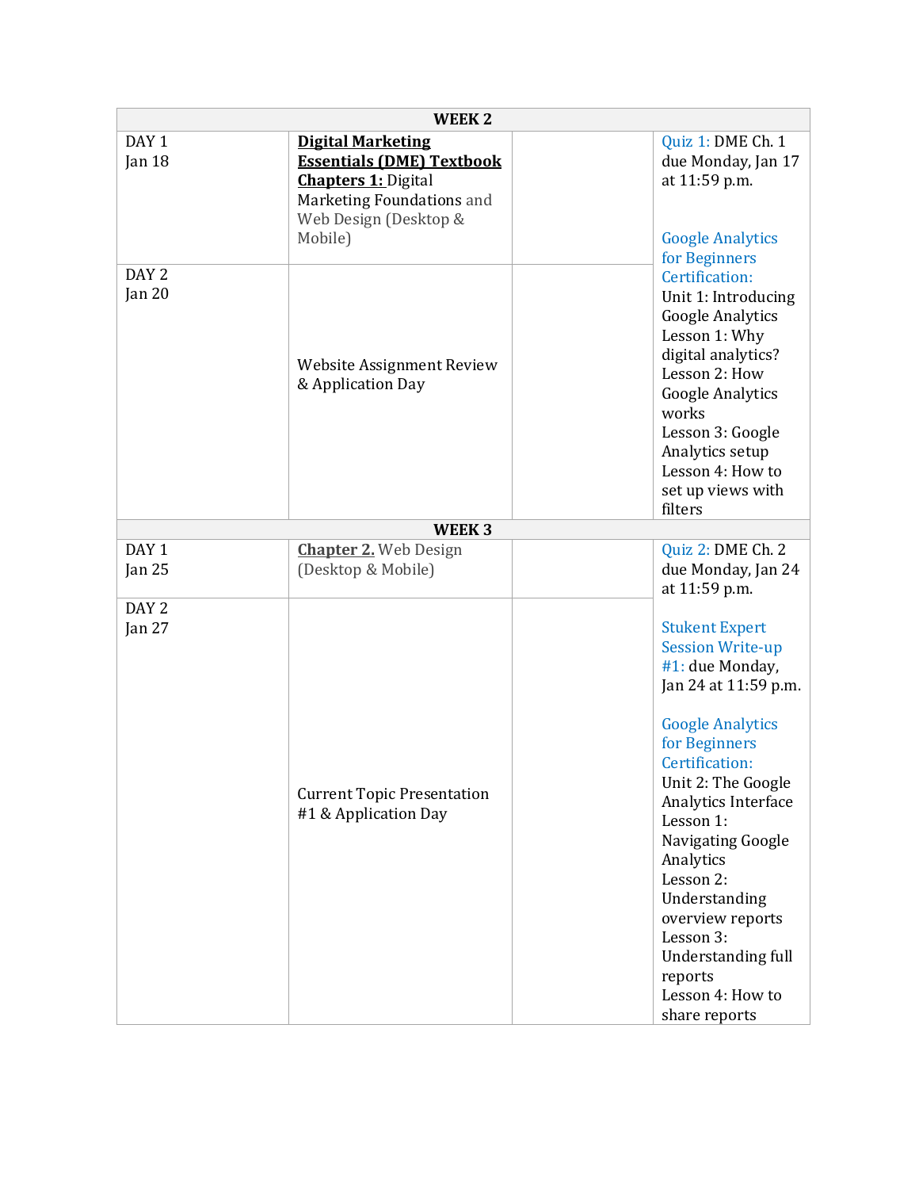| WEEK 2 | | | |
|---|---|---|---|
| DAY 1<br>Jan 18 | **Digital Marketing Essentials (DME) Textbook Chapters 1:** Digital Marketing Foundations and Web Design (Desktop & Mobile) | | Quiz 1: DME Ch. 1 due Monday, Jan 17 at 11:59 p.m.<br><br>Google Analytics for Beginners Certification: Unit 1: Introducing Google Analytics<br>Lesson 1: Why digital analytics?<br>Lesson 2: How Google Analytics works<br>Lesson 3: Google Analytics setup<br>Lesson 4: How to set up views with filters |
| DAY 2<br>Jan 20 | Website Assignment Review & Application Day | | |
| **WEEK 3** | | | |
| DAY 1<br>Jan 25 | **Chapter 2.** Web Design (Desktop & Mobile) | | Quiz 2: DME Ch. 2 due Monday, Jan 24 at 11:59 p.m.<br><br>Stukent Expert Session Write-up #1: due Monday, Jan 24 at 11:59 p.m.<br><br>Google Analytics for Beginners Certification: Unit 2: The Google Analytics Interface<br>Lesson 1: Navigating Google Analytics<br>Lesson 2: Understanding overview reports<br>Lesson 3: Understanding full reports<br>Lesson 4: How to share reports |
| DAY 2<br>Jan 27 | Current Topic Presentation #1 & Application Day | | |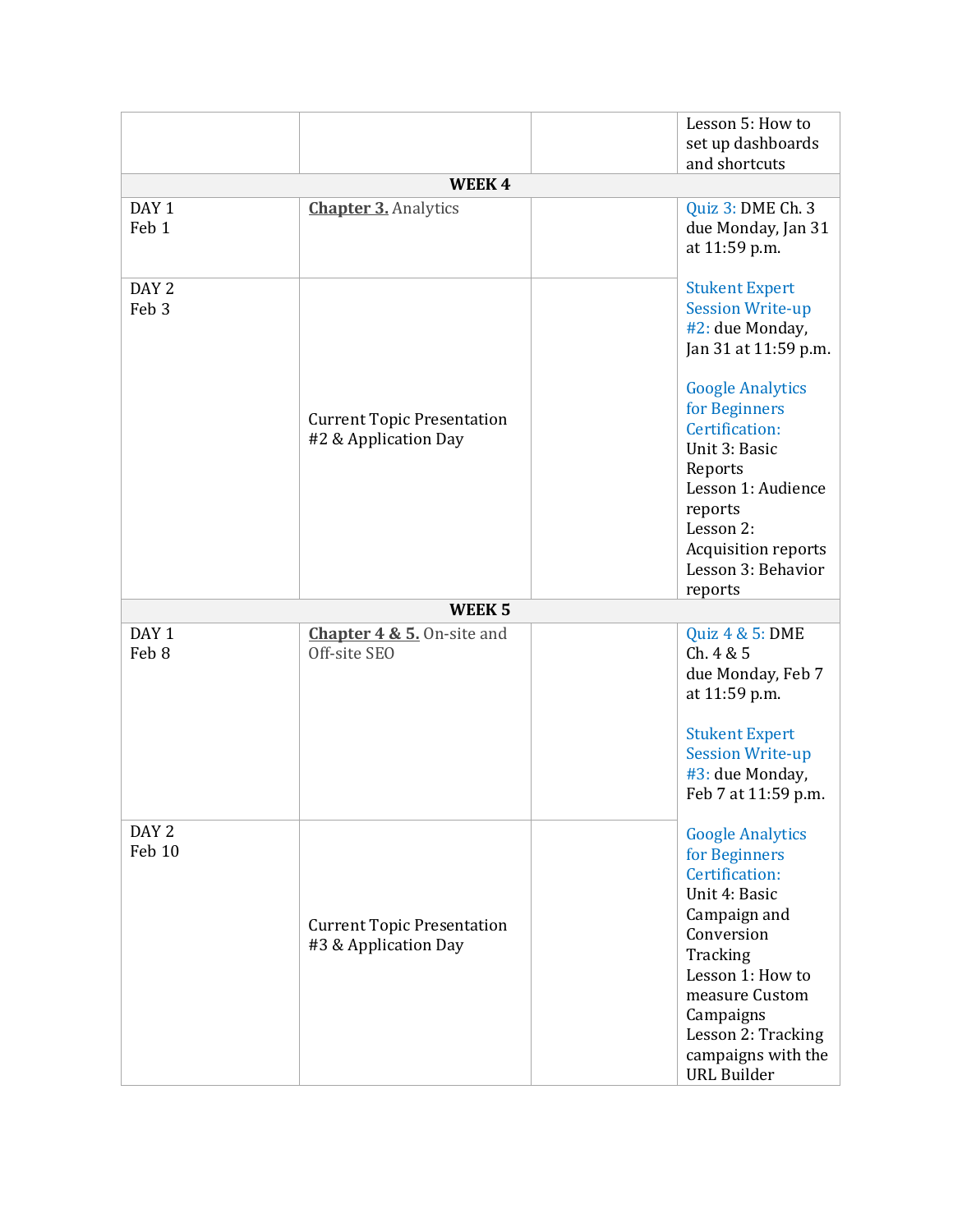| | | | |
|---|---|---|---|
| | | | Lesson 5: How to set up dashboards and shortcuts |
| **WEEK 4** | | | |
| DAY 1 Feb 1 | **Chapter 3.** Analytics | | Quiz 3: DME Ch. 3 due Monday, Jan 31 at 11:59 p.m. Stukent Expert Session Write-up #2: due Monday, Jan 31 at 11:59 p.m. Google Analytics for Beginners Certification: Unit 3: Basic Reports Lesson 1: Audience reports Lesson 2: Acquisition reports Lesson 3: Behavior reports |
| DAY 2 Feb 3 | Current Topic Presentation #2 & Application Day | | |
| **WEEK 5** | | | |
| DAY 1 Feb 8 | **Chapter 4 & 5.** On-site and Off-site SEO | | Quiz 4 & 5: DME Ch. 4 & 5 due Monday, Feb 7 at 11:59 p.m. Stukent Expert Session Write-up #3: due Monday, Feb 7 at 11:59 p.m. Google Analytics for Beginners Certification: Unit 4: Basic Campaign and Conversion Tracking Lesson 1: How to measure Custom Campaigns Lesson 2: Tracking campaigns with the URL Builder |
| DAY 2 Feb 10 | Current Topic Presentation #3 & Application Day | | |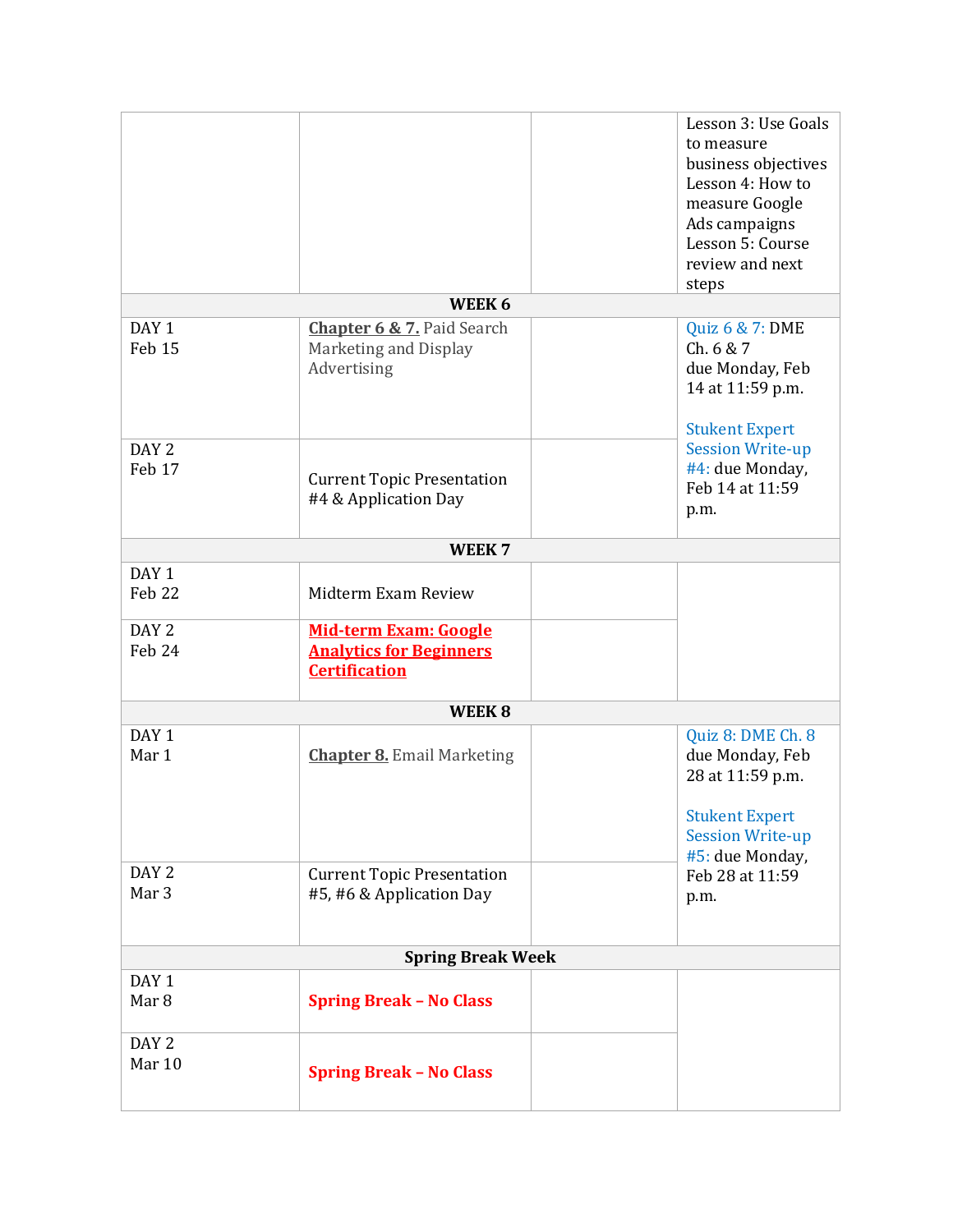| | | | |
|---|---|---|---|
| | | | Lesson 3: Use Goals to measure business objectives<br>Lesson 4: How to measure Google Ads campaigns<br>Lesson 5: Course review and next steps |
| **WEEK 6** | | | |
| DAY 1<br>Feb 15 | **Chapter 6 & 7.** Paid Search Marketing and Display Advertising | | Quiz 6 & 7: DME Ch. 6 & 7 due Monday, Feb 14 at 11:59 p.m.<br><br>Stukent Expert Session Write-up #4: due Monday, Feb 14 at 11:59 p.m. |
| DAY 2<br>Feb 17 | Current Topic Presentation #4 & Application Day | | |
| **WEEK 7** | | | |
| DAY 1<br>Feb 22 | Midterm Exam Review | | |
| DAY 2<br>Feb 24 | **Mid-term Exam: Google Analytics for Beginners Certification** | | |
| **WEEK 8** | | | |
| DAY 1<br>Mar 1 | **Chapter 8.** Email Marketing | | Quiz 8: DME Ch. 8 due Monday, Feb 28 at 11:59 p.m.<br><br>Stukent Expert Session Write-up #5: due Monday, Feb 28 at 11:59 p.m. |
| DAY 2<br>Mar 3 | Current Topic Presentation #5, #6 & Application Day | | |
| **Spring Break Week** | | | |
| DAY 1<br>Mar 8 | **Spring Break – No Class** | | |
| DAY 2<br>Mar 10 | **Spring Break – No Class** | | |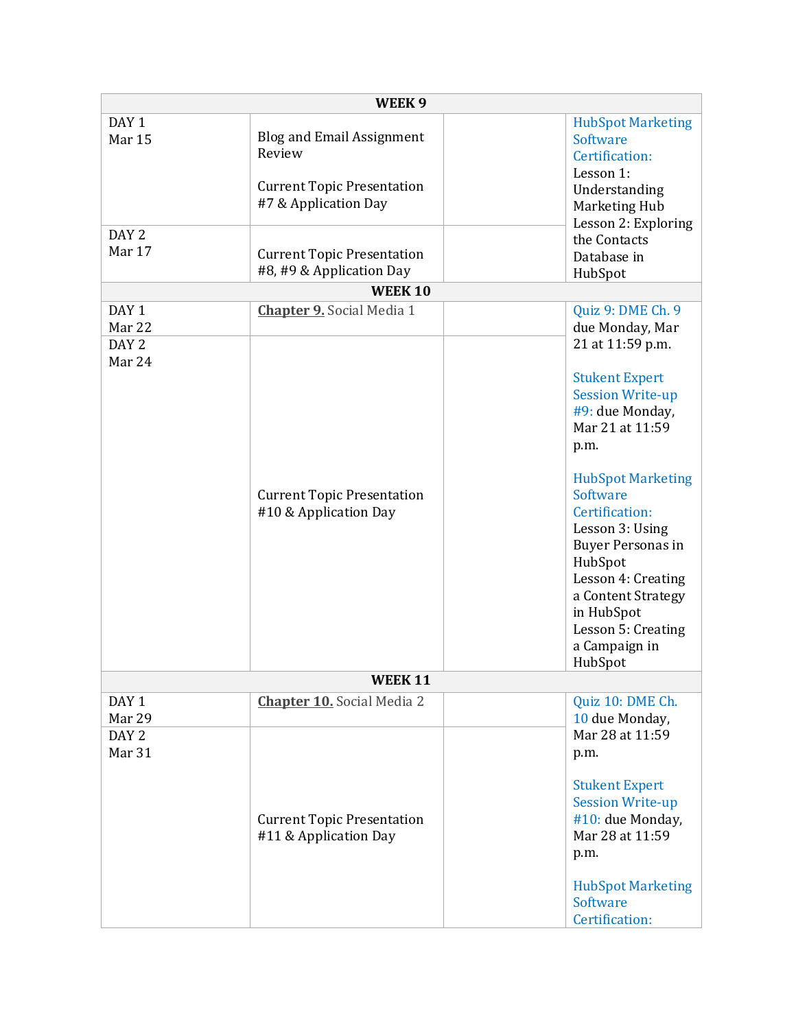| WEEK 9 | | | |
|---|---|---|---|
| DAY 1<br>Mar 15 | Blog and Email Assignment Review<br><br>Current Topic Presentation #7 & Application Day | | HubSpot Marketing Software Certification:<br>Lesson 1: Understanding Marketing Hub<br>Lesson 2: Exploring the Contacts Database in HubSpot |
| DAY 2<br>Mar 17 | Current Topic Presentation #8, #9 & Application Day | | |
| **WEEK 10** | | | |
| DAY 1<br>Mar 22 | **Chapter 9.** Social Media 1 | | Quiz 9: DME Ch. 9 due Monday, Mar 21 at 11:59 p.m.<br><br>Stukent Expert Session Write-up #9: due Monday, Mar 21 at 11:59 p.m.<br><br>HubSpot Marketing Software Certification:<br>Lesson 3: Using Buyer Personas in HubSpot<br>Lesson 4: Creating a Content Strategy in HubSpot<br>Lesson 5: Creating a Campaign in HubSpot |
| DAY 2<br>Mar 24 | Current Topic Presentation #10 & Application Day | | |
| **WEEK 11** | | | |
| DAY 1<br>Mar 29 | **Chapter 10.** Social Media 2 | | Quiz 10: DME Ch. 10 due Monday, Mar 28 at 11:59 p.m.<br><br>Stukent Expert Session Write-up #10: due Monday, Mar 28 at 11:59 p.m.<br><br>HubSpot Marketing Software Certification: |
| DAY 2<br>Mar 31 | Current Topic Presentation #11 & Application Day | | |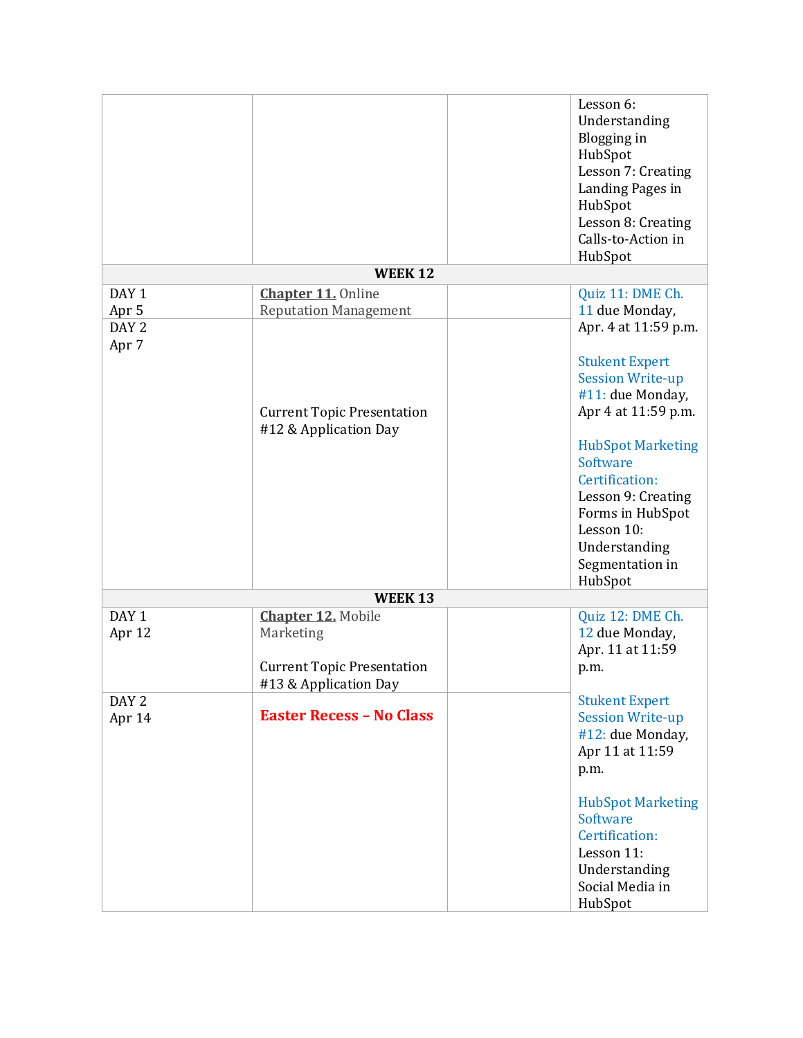| | | | |
|---|---|---|---|
| | | | Lesson 6: Understanding Blogging in HubSpot<br>Lesson 7: Creating Landing Pages in HubSpot<br>Lesson 8: Creating Calls-to-Action in HubSpot |
| **WEEK 12** | | | |
| DAY 1<br>Apr 5 | **Chapter 11.** Online Reputation Management | | Quiz 11: DME Ch. 11 due Monday, Apr. 4 at 11:59 p.m.<br><br>Stukent Expert Session Write-up #11: due Monday, Apr 4 at 11:59 p.m.<br><br>HubSpot Marketing Software Certification:<br>Lesson 9: Creating Forms in HubSpot<br>Lesson 10: Understanding Segmentation in HubSpot |
| DAY 2<br>Apr 7 | Current Topic Presentation #12 & Application Day | | |
| **WEEK 13** | | | |
| DAY 1<br>Apr 12 | **Chapter 12.** Mobile Marketing<br><br>Current Topic Presentation #13 & Application Day | | Quiz 12: DME Ch. 12 due Monday, Apr. 11 at 11:59 p.m.<br><br>Stukent Expert Session Write-up #12: due Monday, Apr 11 at 11:59 p.m.<br><br>HubSpot Marketing Software Certification:<br>Lesson 11: Understanding Social Media in HubSpot |
| DAY 2<br>Apr 14 | **Easter Recess – No Class** | | |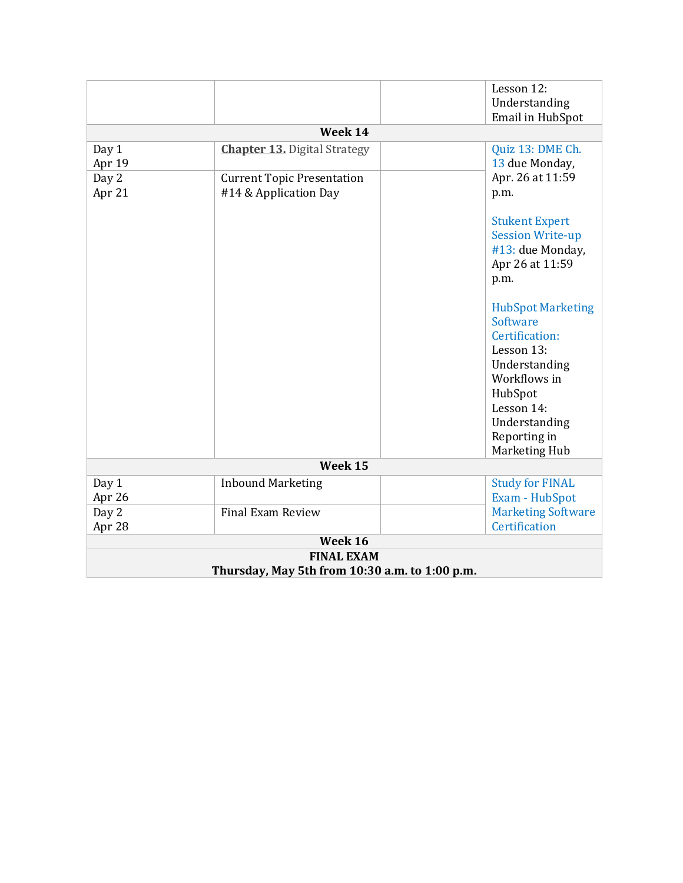| | | | |
|---|---|---|---|
| | | | Lesson 12: Understanding Email in HubSpot |
| **Week 14** | | | |
| Day 1<br>Apr 19 | **Chapter 13.** Digital Strategy | | Quiz 13: DME Ch. 13 due Monday, Apr. 26 at 11:59 p.m.<br><br>Stukent Expert Session Write-up #13: due Monday, Apr 26 at 11:59 p.m.<br><br>HubSpot Marketing Software Certification: Lesson 13: Understanding Workflows in HubSpot<br>Lesson 14: Understanding Reporting in Marketing Hub |
| Day 2<br>Apr 21 | Current Topic Presentation #14 & Application Day | | |
| **Week 15** | | | |
| Day 1<br>Apr 26 | Inbound Marketing | | Study for FINAL Exam - HubSpot Marketing Software Certification |
| Day 2<br>Apr 28 | Final Exam Review | | |
| **Week 16** | | | |
| **FINAL EXAM**<br>**Thursday, May 5th from 10:30 a.m. to 1:00 p.m.** | | | |